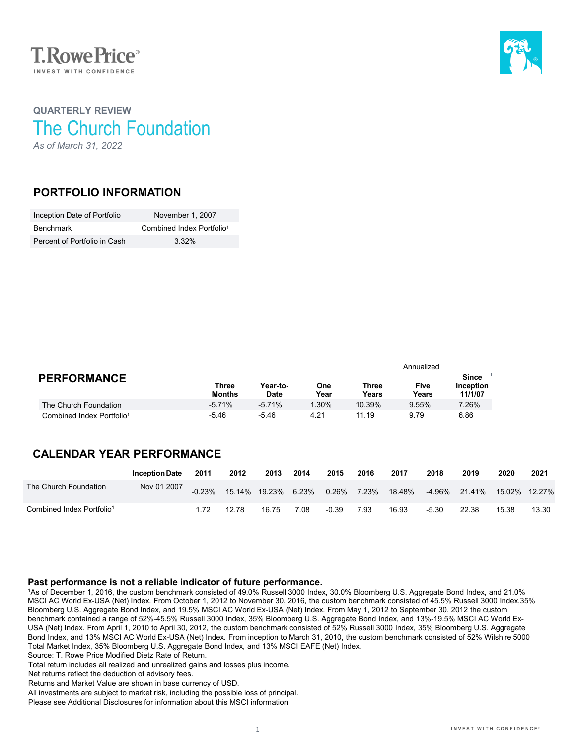T.RowePrice®
INVEST WITH CONFIDENCE

QUARTERLY REVIEW

# The Church Foundation

*As of March 31, 2022*

## PORTFOLIO INFORMATION

| | |
|---|---|
| Inception Date of Portfolio | November 1, 2007 |
| Benchmark | Combined Index Portfolio[1] |
| Percent of Portfolio in Cash | 3.32% |

## PERFORMANCE

| | Three Months | Year-to-Date | One Year | Annualized | | |
|---|---|---|---|---|---|---|
| | | | | Three Years | Five Years | Since Inception 11/1/07 |
| The Church Foundation | -5.71% | -5.71% | 1.30% | 10.39% | 9.55% | 7.26% |
| Combined Index Portfolio[1] | -5.46 | -5.46 | 4.21 | 11.19 | 9.79 | 6.86 |

## CALENDAR YEAR PERFORMANCE

| | Inception Date | 2011 | 2012 | 2013 | 2014 | 2015 | 2016 | 2017 | 2018 | 2019 | 2020 | 2021 |
|---|---|---|---|---|---|---|---|---|---|---|---|---|
| The Church Foundation | Nov 01 2007 | -0.23% | 15.14% | 19.23% | 6.23% | 0.26% | 7.23% | 18.48% | -4.96% | 21.41% | 15.02% | 12.27% |
| Combined Index Portfolio[1] | | 1.72 | 12.78 | 16.75 | 7.08 | -0.39 | 7.93 | 16.93 | -5.30 | 22.38 | 15.38 | 13.30 |

**Past performance is not a reliable indicator of future performance.**

[1]As of December 1, 2016, the custom benchmark consisted of 49.0% Russell 3000 Index, 30.0% Bloomberg U.S. Aggregate Bond Index, and 21.0% MSCI AC World Ex-USA (Net) Index. From October 1, 2012 to November 30, 2016, the custom benchmark consisted of 45.5% Russell 3000 Index,35% Bloomberg U.S. Aggregate Bond Index, and 19.5% MSCI AC World Ex-USA (Net) Index. From May 1, 2012 to September 30, 2012 the custom benchmark contained a range of 52%-45.5% Russell 3000 Index, 35% Bloomberg U.S. Aggregate Bond Index, and 13%-19.5% MSCI AC World Ex-USA (Net) Index. From April 1, 2010 to April 30, 2012, the custom benchmark consisted of 52% Russell 3000 Index, 35% Bloomberg U.S. Aggregate Bond Index, and 13% MSCI AC World Ex-USA (Net) Index. From inception to March 31, 2010, the custom benchmark consisted of 52% Wilshire 5000 Total Market Index, 35% Bloomberg U.S. Aggregate Bond Index, and 13% MSCI EAFE (Net) Index.

Source: T. Rowe Price Modified Dietz Rate of Return.

Total return includes all realized and unrealized gains and losses plus income.

Net returns reflect the deduction of advisory fees.

Returns and Market Value are shown in base currency of USD.

All investments are subject to market risk, including the possible loss of principal.

Please see Additional Disclosures for information about this MSCI information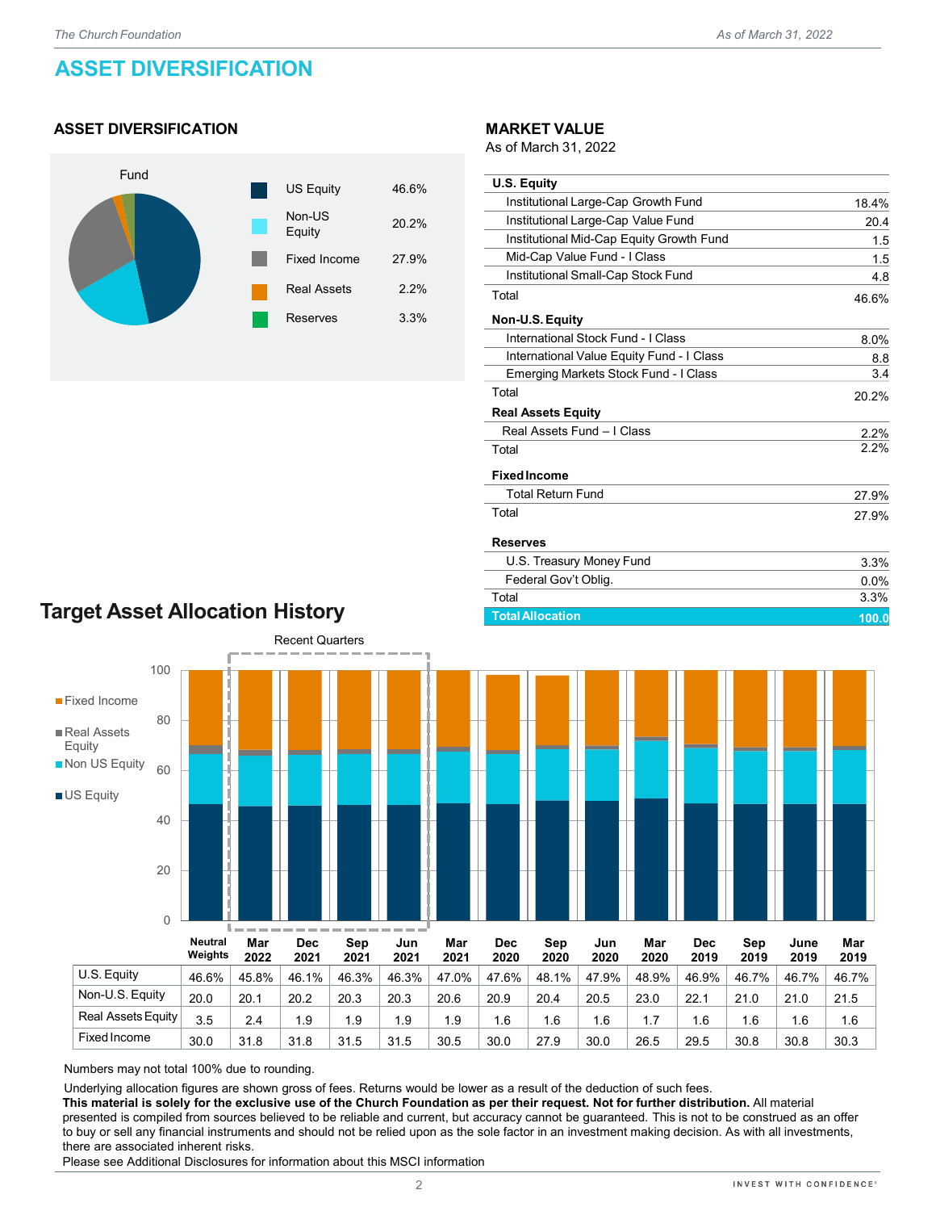# ASSET DIVERSIFICATION

## ASSET DIVERSIFICATION

Fund

| | |
|---|---|
| US Equity | 46.6% |
| Non-US Equity | 20.2% |
| Fixed Income | 27.9% |
| Real Assets | 2.2% |
| Reserves | 3.3% |

## MARKET VALUE

As of March 31, 2022

| | |
|---|---|
| **U.S. Equity** | |
| Institutional Large-Cap Growth Fund | 18.4% |
| Institutional Large-Cap Value Fund | 20.4 |
| Institutional Mid-Cap Equity Growth Fund | 1.5 |
| Mid-Cap Value Fund - I Class | 1.5 |
| Institutional Small-Cap Stock Fund | 4.8 |
| Total | 46.6% |
| **Non-U.S. Equity** | |
| International Stock Fund - I Class | 8.0% |
| International Value Equity Fund - I Class | 8.8 |
| Emerging Markets Stock Fund - I Class | 3.4 |
| Total | 20.2% |
| **Real Assets Equity** | |
| Real Assets Fund – I Class | 2.2% |
| Total | 2.2% |
| **Fixed Income** | |
| Total Return Fund | 27.9% |
| Total | 27.9% |
| **Reserves** | |
| U.S. Treasury Money Fund | 3.3% |
| Federal Gov't Oblig. | 0.0% |
| Total | 3.3% |
| **Total Allocation** | **100.0** |

## Target Asset Allocation History

Recent Quarters

| | Neutral Weights | Mar 2022 | Dec 2021 | Sep 2021 | Jun 2021 | Mar 2021 | Dec 2020 | Sep 2020 | Jun 2020 | Mar 2020 | Dec 2019 | Sep 2019 | June 2019 | Mar 2019 |
|---|---|---|---|---|---|---|---|---|---|---|---|---|---|---|
| U.S. Equity | 46.6% | 45.8% | 46.1% | 46.3% | 46.3% | 47.0% | 47.6% | 48.1% | 47.9% | 48.9% | 46.9% | 46.7% | 46.7% | 46.7% |
| Non-U.S. Equity | 20.0 | 20.1 | 20.2 | 20.3 | 20.3 | 20.6 | 20.9 | 20.4 | 20.5 | 23.0 | 22.1 | 21.0 | 21.0 | 21.5 |
| Real Assets Equity | 3.5 | 2.4 | 1.9 | 1.9 | 1.9 | 1.9 | 1.6 | 1.6 | 1.6 | 1.7 | 1.6 | 1.6 | 1.6 | 1.6 |
| Fixed Income | 30.0 | 31.8 | 31.8 | 31.5 | 31.5 | 30.5 | 30.0 | 27.9 | 30.0 | 26.5 | 29.5 | 30.8 | 30.8 | 30.3 |

Numbers may not total 100% due to rounding.

Underlying allocation figures are shown gross of fees. Returns would be lower as a result of the deduction of such fees.
**This material is solely for the exclusive use of the Church Foundation as per their request. Not for further distribution.** All material presented is compiled from sources believed to be reliable and current, but accuracy cannot be guaranteed. This is not to be construed as an offer to buy or sell any financial instruments and should not be relied upon as the sole factor in an investment making decision. As with all investments, there are associated inherent risks.
Please see Additional Disclosures for information about this MSCI information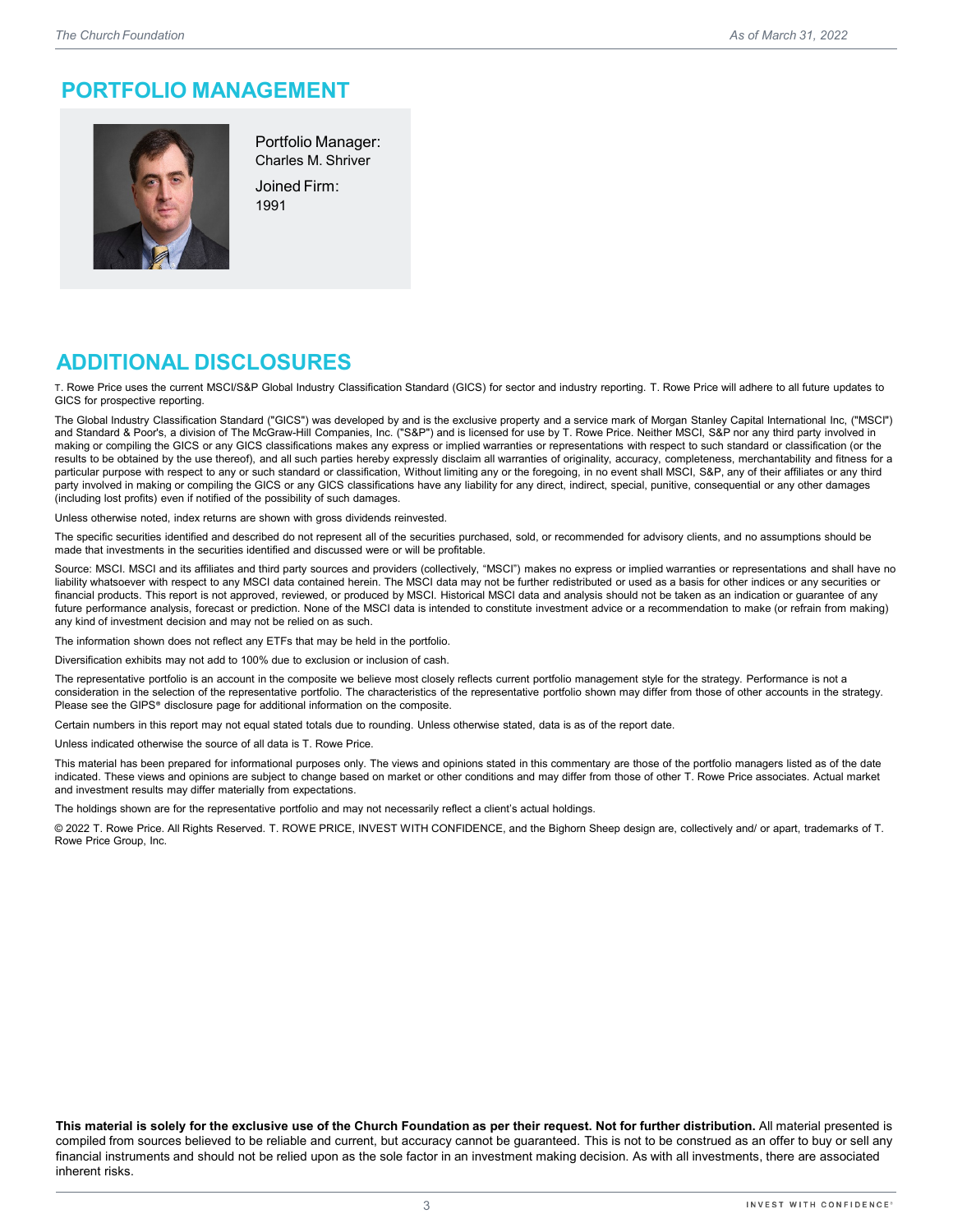## PORTFOLIO MANAGEMENT

Portfolio Manager:
Charles M. Shriver

Joined Firm:
1991

## ADDITIONAL DISCLOSURES

T. Rowe Price uses the current MSCI/S&P Global Industry Classification Standard (GICS) for sector and industry reporting. T. Rowe Price will adhere to all future updates to GICS for prospective reporting.

The Global Industry Classification Standard ("GICS") was developed by and is the exclusive property and a service mark of Morgan Stanley Capital International Inc, ("MSCI") and Standard & Poor's, a division of The McGraw-Hill Companies, Inc. ("S&P") and is licensed for use by T. Rowe Price. Neither MSCI, S&P nor any third party involved in making or compiling the GICS or any GICS classifications makes any express or implied warranties or representations with respect to such standard or classification (or the results to be obtained by the use thereof), and all such parties hereby expressly disclaim all warranties of originality, accuracy, completeness, merchantability and fitness for a particular purpose with respect to any or such standard or classification, Without limiting any or the foregoing, in no event shall MSCI, S&P, any of their affiliates or any third party involved in making or compiling the GICS or any GICS classifications have any liability for any direct, indirect, special, punitive, consequential or any other damages (including lost profits) even if notified of the possibility of such damages.

Unless otherwise noted, index returns are shown with gross dividends reinvested.

The specific securities identified and described do not represent all of the securities purchased, sold, or recommended for advisory clients, and no assumptions should be made that investments in the securities identified and discussed were or will be profitable.

Source: MSCI. MSCI and its affiliates and third party sources and providers (collectively, "MSCI") makes no express or implied warranties or representations and shall have no liability whatsoever with respect to any MSCI data contained herein. The MSCI data may not be further redistributed or used as a basis for other indices or any securities or financial products. This report is not approved, reviewed, or produced by MSCI. Historical MSCI data and analysis should not be taken as an indication or guarantee of any future performance analysis, forecast or prediction. None of the MSCI data is intended to constitute investment advice or a recommendation to make (or refrain from making) any kind of investment decision and may not be relied on as such.

The information shown does not reflect any ETFs that may be held in the portfolio.

Diversification exhibits may not add to 100% due to exclusion or inclusion of cash.

The representative portfolio is an account in the composite we believe most closely reflects current portfolio management style for the strategy. Performance is not a consideration in the selection of the representative portfolio. The characteristics of the representative portfolio shown may differ from those of other accounts in the strategy. Please see the GIPS® disclosure page for additional information on the composite.

Certain numbers in this report may not equal stated totals due to rounding. Unless otherwise stated, data is as of the report date.

Unless indicated otherwise the source of all data is T. Rowe Price.

This material has been prepared for informational purposes only. The views and opinions stated in this commentary are those of the portfolio managers listed as of the date indicated. These views and opinions are subject to change based on market or other conditions and may differ from those of other T. Rowe Price associates. Actual market and investment results may differ materially from expectations.

The holdings shown are for the representative portfolio and may not necessarily reflect a client's actual holdings.

© 2022 T. Rowe Price. All Rights Reserved. T. ROWE PRICE, INVEST WITH CONFIDENCE, and the Bighorn Sheep design are, collectively and/ or apart, trademarks of T. Rowe Price Group, Inc.

**This material is solely for the exclusive use of the Church Foundation as per their request. Not for further distribution.** All material presented is compiled from sources believed to be reliable and current, but accuracy cannot be guaranteed. This is not to be construed as an offer to buy or sell any financial instruments and should not be relied upon as the sole factor in an investment making decision. As with all investments, there are associated inherent risks.